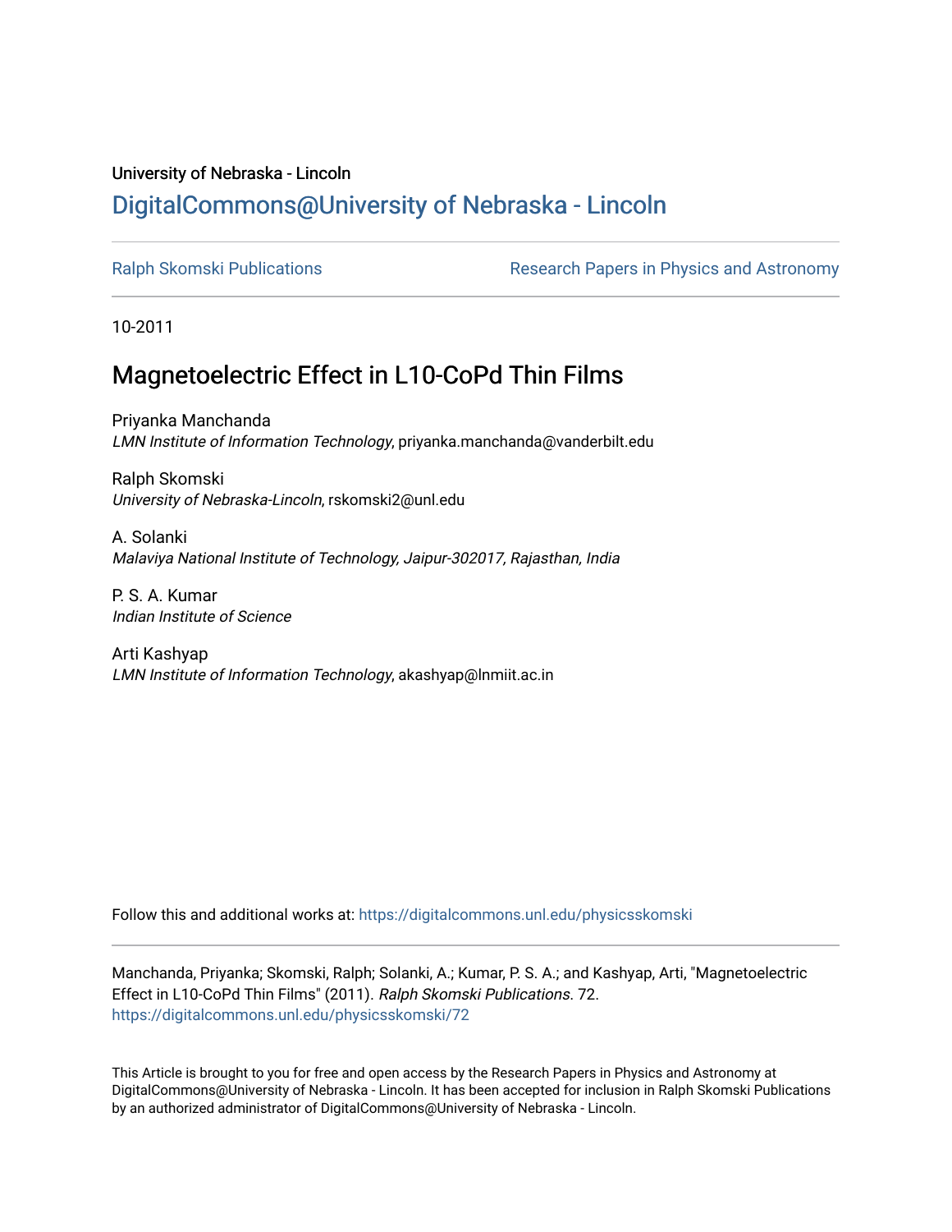University of Nebraska - Lincoln

## DigitalCommons@University of Nebraska - Lincoln

Ralph Skomski Publications

Research Papers in Physics and Astronomy

10-2011

# Magnetoelectric Effect in L10-CoPd Thin Films

Priyanka Manchanda
*LMN Institute of Information Technology*, priyanka.manchanda@vanderbilt.edu

Ralph Skomski
*University of Nebraska-Lincoln*, rskomski2@unl.edu

A. Solanki
*Malaviya National Institute of Technology, Jaipur-302017, Rajasthan, India*

P. S. A. Kumar
*Indian Institute of Science*

Arti Kashyap
*LMN Institute of Information Technology*, akashyap@lnmiit.ac.in

Follow this and additional works at: https://digitalcommons.unl.edu/physicsskomski

Manchanda, Priyanka; Skomski, Ralph; Solanki, A.; Kumar, P. S. A.; and Kashyap, Arti, "Magnetoelectric Effect in L10-CoPd Thin Films" (2011). *Ralph Skomski Publications*. 72.
https://digitalcommons.unl.edu/physicsskomski/72

This Article is brought to you for free and open access by the Research Papers in Physics and Astronomy at DigitalCommons@University of Nebraska - Lincoln. It has been accepted for inclusion in Ralph Skomski Publications by an authorized administrator of DigitalCommons@University of Nebraska - Lincoln.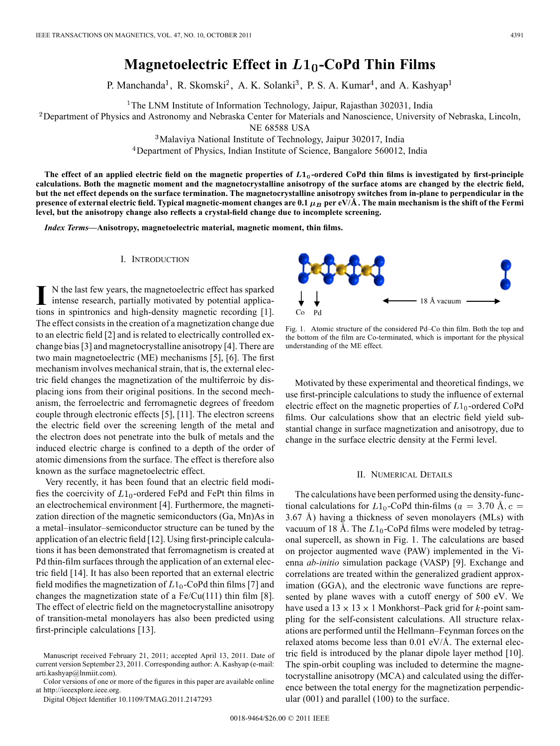# Magnetoelectric Effect in $L1_0$-CoPd Thin Films

P. Manchanda[1], R. Skomski[2], A. K. Solanki[3], P. S. A. Kumar[4], and A. Kashyap[1]

[1]The LNM Institute of Information Technology, Jaipur, Rajasthan 302031, India

[2]Department of Physics and Astronomy and Nebraska Center for Materials and Nanoscience, University of Nebraska, Lincoln, NE 68588 USA

[3]Malaviya National Institute of Technology, Jaipur 302017, India

[4]Department of Physics, Indian Institute of Science, Bangalore 560012, India

**The effect of an applied electric field on the magnetic properties of $L1_0$-ordered CoPd thin films is investigated by first-principle calculations. Both the magnetic moment and the magnetocrystalline anisotropy of the surface atoms are changed by the electric field, but the net effect depends on the surface termination. The magnetocrystalline anisotropy switches from in-plane to perpendicular in the presence of external electric field. Typical magnetic-moment changes are 0.1 $\mu_B$ per eV/Å. The main mechanism is the shift of the Fermi level, but the anisotropy change also reflects a crystal-field change due to incomplete screening.**

***Index Terms*—Anisotropy, magnetoelectric material, magnetic moment, thin films.**

## I. Introduction

In the last few years, the magnetoelectric effect has sparked intense research, partially motivated by potential applications in spintronics and high-density magnetic recording [1]. The effect consists in the creation of a magnetization change due to an electric field [2] and is related to electrically controlled exchange bias [3] and magnetocrystalline anisotropy [4]. There are two main magnetoelectric (ME) mechanisms [5], [6]. The first mechanism involves mechanical strain, that is, the external electric field changes the magnetization of the multiferroic by displacing ions from their original positions. In the second mechanism, the ferroelectric and ferromagnetic degrees of freedom couple through electronic effects [5], [11]. The electron screens the electric field over the screening length of the metal and the electron does not penetrate into the bulk of metals and the induced electric charge is confined to a depth of the order of atomic dimensions from the surface. The effect is therefore also known as the surface magnetoelectric effect.

Very recently, it has been found that an electric field modifies the coercivity of $L1_0$-ordered FePd and FePt thin films in an electrochemical environment [4]. Furthermore, the magnetization direction of the magnetic semiconductors (Ga, Mn)As in a metal–insulator–semiconductor structure can be tuned by the application of an electric field [12]. Using first-principle calculations it has been demonstrated that ferromagnetism is created at Pd thin-film surfaces through the application of an external electric field [14]. It has also been reported that an external electric field modifies the magnetization of $L1_0$-CoPd thin films [7] and changes the magnetization state of a Fe/Cu(111) thin film [8]. The effect of electric field on the magnetocrystalline anisotropy of transition-metal monolayers has also been predicted using first-principle calculations [13].

Manuscript received February 21, 2011; accepted April 13, 2011. Date of current version September 23, 2011. Corresponding author: A. Kashyap (e-mail: arti.kashyap@lnmiit.com).

Color versions of one or more of the figures in this paper are available online at http://ieeexplore.ieee.org.

Digital Object Identifier 10.1109/TMAG.2011.2147293

Fig. 1. Atomic structure of the considered Pd–Co thin film. Both the top and the bottom of the film are Co-terminated, which is important for the physical understanding of the ME effect.

Motivated by these experimental and theoretical findings, we use first-principle calculations to study the influence of external electric effect on the magnetic properties of $L1_0$-ordered CoPd films. Our calculations show that an electric field yield substantial change in surface magnetization and anisotropy, due to change in the surface electric density at the Fermi level.

## II. Numerical Details

The calculations have been performed using the density-functional calculations for $L1_0$-CoPd thin-films ($a = 3.70$ Å, $c = 3.67$ Å) having a thickness of seven monolayers (MLs) with vacuum of 18 Å. The $L1_0$-CoPd films were modeled by tetragonal supercell, as shown in Fig. 1. The calculations are based on projector augmented wave (PAW) implemented in the Vienna *ab-initio* simulation package (VASP) [9]. Exchange and correlations are treated within the generalized gradient approximation (GGA), and the electronic wave functions are represented by plane waves with a cutoff energy of 500 eV. We have used a $13 \times 13 \times 1$ Monkhorst–Pack grid for $k$-point sampling for the self-consistent calculations. All structure relaxations are performed until the Hellmann–Feynman forces on the relaxed atoms become less than 0.01 eV/Å. The external electric field is introduced by the planar dipole layer method [10]. The spin-orbit coupling was included to determine the magnetocrystalline anisotropy (MCA) and calculated using the difference between the total energy for the magnetization perpendicular (001) and parallel (100) to the surface.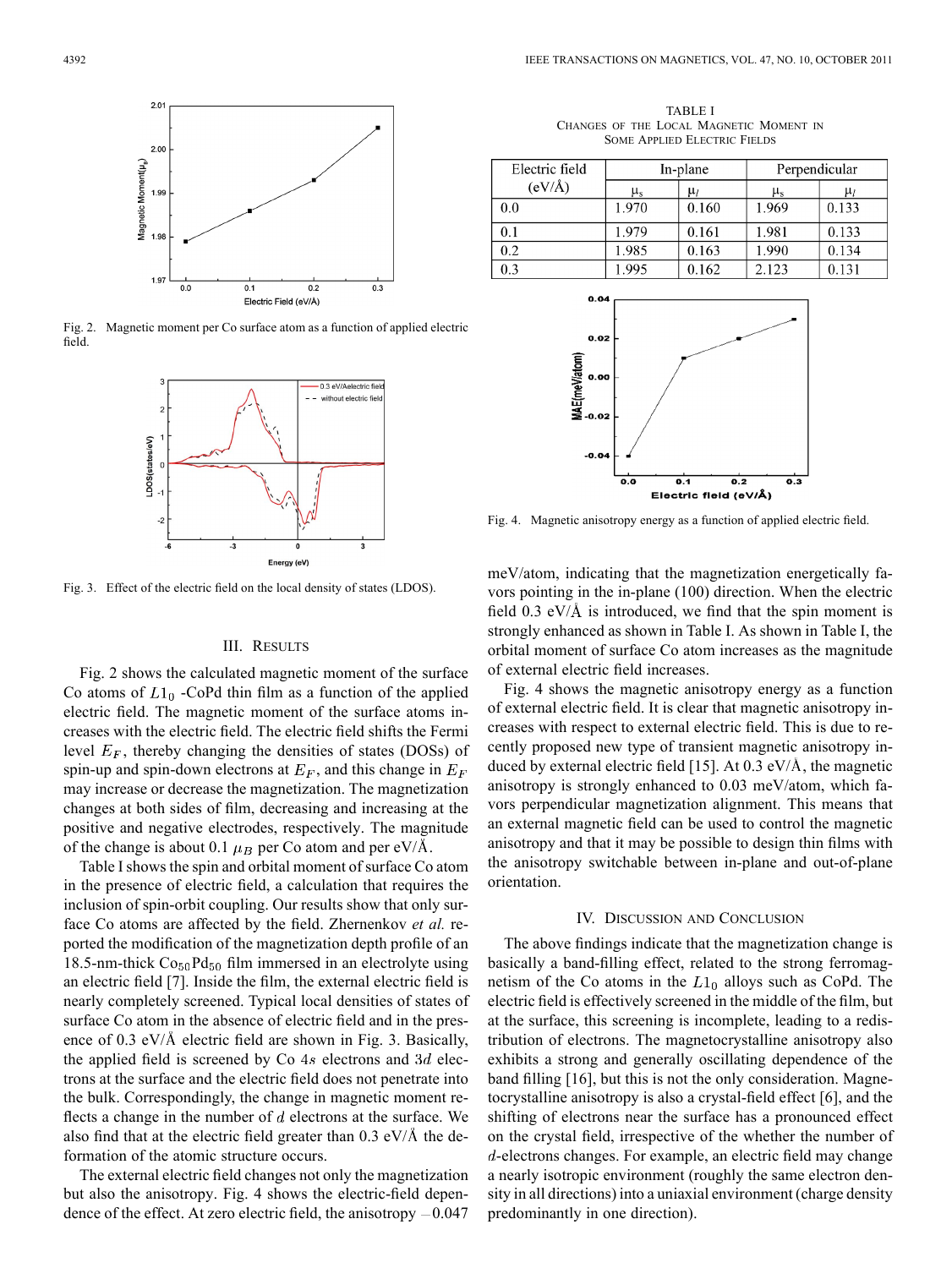Fig. 2. Magnetic moment per Co surface atom as a function of applied electric field.

Fig. 3. Effect of the electric field on the local density of states (LDOS).

## III. Results

Fig. 2 shows the calculated magnetic moment of the surface Co atoms of $L1_0$ -CoPd thin film as a function of the applied electric field. The magnetic moment of the surface atoms increases with the electric field. The electric field shifts the Fermi level $E_F$, thereby changing the densities of states (DOSs) of spin-up and spin-down electrons at $E_F$, and this change in $E_F$ may increase or decrease the magnetization. The magnetization changes at both sides of film, decreasing and increasing at the positive and negative electrodes, respectively. The magnitude of the change is about 0.1 $\mu_B$ per Co atom and per eV/Å.

Table I shows the spin and orbital moment of surface Co atom in the presence of electric field, a calculation that requires the inclusion of spin-orbit coupling. Our results show that only surface Co atoms are affected by the field. Zhernenkov *et al.* reported the modification of the magnetization depth profile of an 18.5-nm-thick $Co_{50}Pd_{50}$ film immersed in an electrolyte using an electric field [7]. Inside the film, the external electric field is nearly completely screened. Typical local densities of states of surface Co atom in the absence of electric field and in the presence of 0.3 eV/Å electric field are shown in Fig. 3. Basically, the applied field is screened by Co $4s$ electrons and $3d$ electrons at the surface and the electric field does not penetrate into the bulk. Correspondingly, the change in magnetic moment reflects a change in the number of $d$ electrons at the surface. We also find that at the electric field greater than 0.3 eV/Å the deformation of the atomic structure occurs.

The external electric field changes not only the magnetization but also the anisotropy. Fig. 4 shows the electric-field dependence of the effect. At zero electric field, the anisotropy $-0.047$ meV/atom, indicating that the magnetization energetically favors pointing in the in-plane (100) direction. When the electric field 0.3 eV/Å is introduced, we find that the spin moment is strongly enhanced as shown in Table I. As shown in Table I, the orbital moment of surface Co atom increases as the magnitude of external electric field increases.

TABLE I
Changes of the Local Magnetic Moment in Some Applied Electric Fields

| Electric field (eV/Å) | In-plane | | Perpendicular | |
|---|---|---|---|---|
| | $\mu_s$ | $\mu_l$ | $\mu_s$ | $\mu_l$ |
| 0.0 | 1.970 | 0.160 | 1.969 | 0.133 |
| 0.1 | 1.979 | 0.161 | 1.981 | 0.133 |
| 0.2 | 1.985 | 0.163 | 1.990 | 0.134 |
| 0.3 | 1.995 | 0.162 | 2.123 | 0.131 |

Fig. 4. Magnetic anisotropy energy as a function of applied electric field.

Fig. 4 shows the magnetic anisotropy energy as a function of external electric field. It is clear that magnetic anisotropy increases with respect to external electric field. This is due to recently proposed new type of transient magnetic anisotropy induced by external electric field [15]. At 0.3 eV/Å, the magnetic anisotropy is strongly enhanced to 0.03 meV/atom, which favors perpendicular magnetization alignment. This means that an external magnetic field can be used to control the magnetic anisotropy and that it may be possible to design thin films with the anisotropy switchable between in-plane and out-of-plane orientation.

## IV. Discussion and Conclusion

The above findings indicate that the magnetization change is basically a band-filling effect, related to the strong ferromagnetism of the Co atoms in the $L1_0$ alloys such as CoPd. The electric field is effectively screened in the middle of the film, but at the surface, this screening is incomplete, leading to a redistribution of electrons. The magnetocrystalline anisotropy also exhibits a strong and generally oscillating dependence of the band filling [16], but this is not the only consideration. Magnetocrystalline anisotropy is also a crystal-field effect [6], and the shifting of electrons near the surface has a pronounced effect on the crystal field, irrespective of the whether the number of $d$-electrons changes. For example, an electric field may change a nearly isotropic environment (roughly the same electron density in all directions) into a uniaxial environment (charge density predominantly in one direction).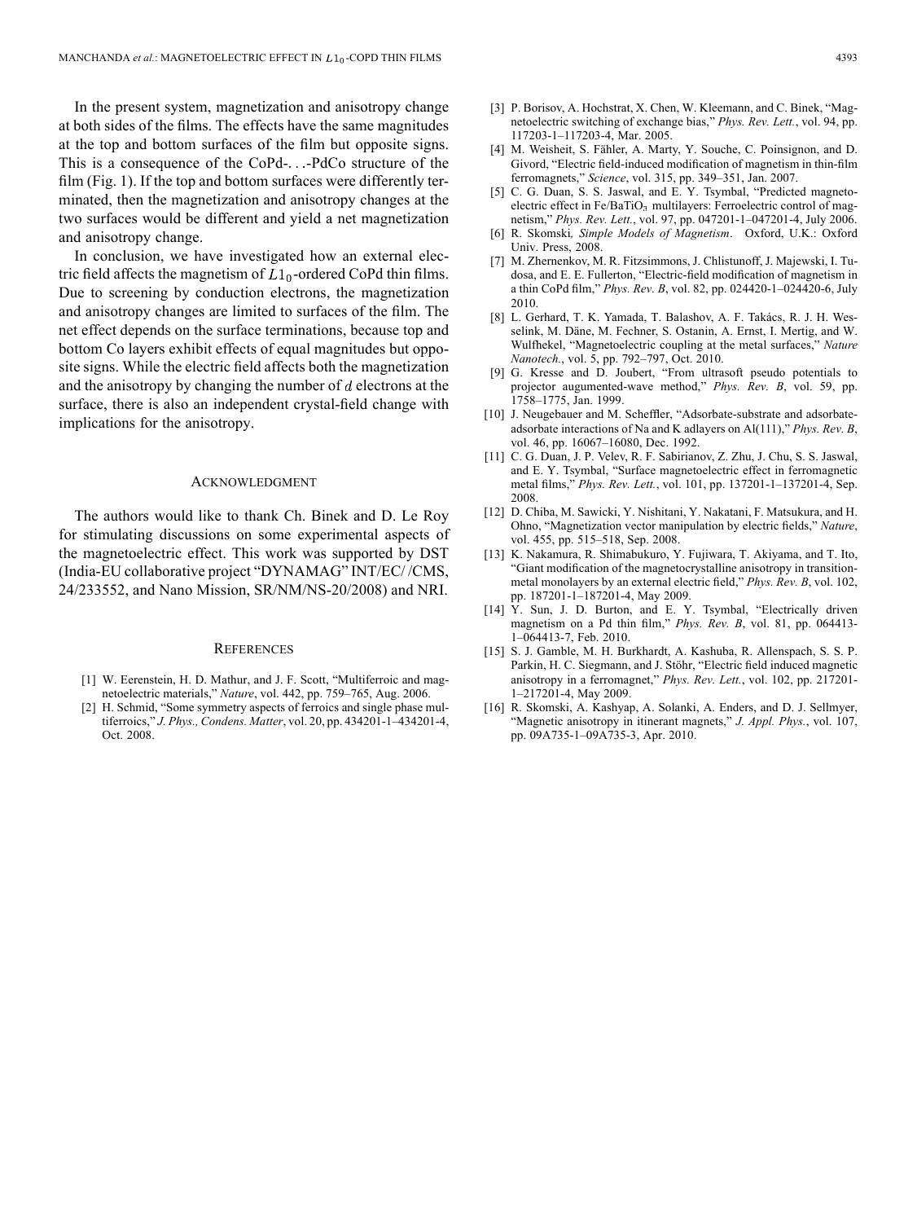In the present system, magnetization and anisotropy change at both sides of the films. The effects have the same magnitudes at the top and bottom surfaces of the film but opposite signs. This is a consequence of the CoPd-. . .-PdCo structure of the film (Fig. 1). If the top and bottom surfaces were differently terminated, then the magnetization and anisotropy changes at the two surfaces would be different and yield a net magnetization and anisotropy change.

In conclusion, we have investigated how an external electric field affects the magnetism of $L1_0$-ordered CoPd thin films. Due to screening by conduction electrons, the magnetization and anisotropy changes are limited to surfaces of the film. The net effect depends on the surface terminations, because top and bottom Co layers exhibit effects of equal magnitudes but opposite signs. While the electric field affects both the magnetization and the anisotropy by changing the number of $d$ electrons at the surface, there is also an independent crystal-field change with implications for the anisotropy.

## Acknowledgment

The authors would like to thank Ch. Binek and D. Le Roy for stimulating discussions on some experimental aspects of the magnetoelectric effect. This work was supported by DST (India-EU collaborative project "DYNAMAG" INT/EC/ /CMS, 24/233552, and Nano Mission, SR/NM/NS-20/2008) and NRI.

## References

[1] W. Eerenstein, H. D. Mathur, and J. F. Scott, "Multiferroic and magnetoelectric materials," *Nature*, vol. 442, pp. 759–765, Aug. 2006.

[2] H. Schmid, "Some symmetry aspects of ferroics and single phase multiferroics," *J. Phys., Condens. Matter*, vol. 20, pp. 434201-1–434201-4, Oct. 2008.

[3] P. Borisov, A. Hochstrat, X. Chen, W. Kleemann, and C. Binek, "Magnetoelectric switching of exchange bias," *Phys. Rev. Lett.*, vol. 94, pp. 117203-1–117203-4, Mar. 2005.

[4] M. Weisheit, S. Fähler, A. Marty, Y. Souche, C. Poinsignon, and D. Givord, "Electric field-induced modification of magnetism in thin-film ferromagnets," *Science*, vol. 315, pp. 349–351, Jan. 2007.

[5] C. G. Duan, S. S. Jaswal, and E. Y. Tsymbal, "Predicted magnetoelectric effect in Fe/$BaTiO_3$ multilayers: Ferroelectric control of magnetism," *Phys. Rev. Lett.*, vol. 97, pp. 047201-1–047201-4, July 2006.

[6] R. Skomski*, Simple Models of Magnetism*. Oxford, U.K.: Oxford Univ. Press, 2008.

[7] M. Zhernenkov, M. R. Fitzsimmons, J. Chlistunoff, J. Majewski, I. Tudosa, and E. E. Fullerton, "Electric-field modification of magnetism in a thin CoPd film," *Phys. Rev. B*, vol. 82, pp. 024420-1–024420-6, July 2010.

[8] L. Gerhard, T. K. Yamada, T. Balashov, A. F. Takács, R. J. H. Wesselink, M. Däne, M. Fechner, S. Ostanin, A. Ernst, I. Mertig, and W. Wulfhekel, "Magnetoelectric coupling at the metal surfaces," *Nature Nanotech.*, vol. 5, pp. 792–797, Oct. 2010.

[9] G. Kresse and D. Joubert, "From ultrasoft pseudo potentials to projector augumented-wave method," *Phys. Rev. B*, vol. 59, pp. 1758–1775, Jan. 1999.

[10] J. Neugebauer and M. Scheffler, "Adsorbate-substrate and adsorbate-adsorbate interactions of Na and K adlayers on Al(111)," *Phys. Rev. B*, vol. 46, pp. 16067–16080, Dec. 1992.

[11] C. G. Duan, J. P. Velev, R. F. Sabirianov, Z. Zhu, J. Chu, S. S. Jaswal, and E. Y. Tsymbal, "Surface magnetoelectric effect in ferromagnetic metal films," *Phys. Rev. Lett.*, vol. 101, pp. 137201-1–137201-4, Sep. 2008.

[12] D. Chiba, M. Sawicki, Y. Nishitani, Y. Nakatani, F. Matsukura, and H. Ohno, "Magnetization vector manipulation by electric fields," *Nature*, vol. 455, pp. 515–518, Sep. 2008.

[13] K. Nakamura, R. Shimabukuro, Y. Fujiwara, T. Akiyama, and T. Ito, "Giant modification of the magnetocrystalline anisotropy in transition-metal monolayers by an external electric field," *Phys. Rev. B*, vol. 102, pp. 187201-1–187201-4, May 2009.

[14] Y. Sun, J. D. Burton, and E. Y. Tsymbal, "Electrically driven magnetism on a Pd thin film," *Phys. Rev. B*, vol. 81, pp. 064413-1–064413-7, Feb. 2010.

[15] S. J. Gamble, M. H. Burkhardt, A. Kashuba, R. Allenspach, S. S. P. Parkin, H. C. Siegmann, and J. Stöhr, "Electric field induced magnetic anisotropy in a ferromagnet," *Phys. Rev. Lett.*, vol. 102, pp. 217201-1–217201-4, May 2009.

[16] R. Skomski, A. Kashyap, A. Solanki, A. Enders, and D. J. Sellmyer, "Magnetic anisotropy in itinerant magnets," *J. Appl. Phys.*, vol. 107, pp. 09A735-1–09A735-3, Apr. 2010.